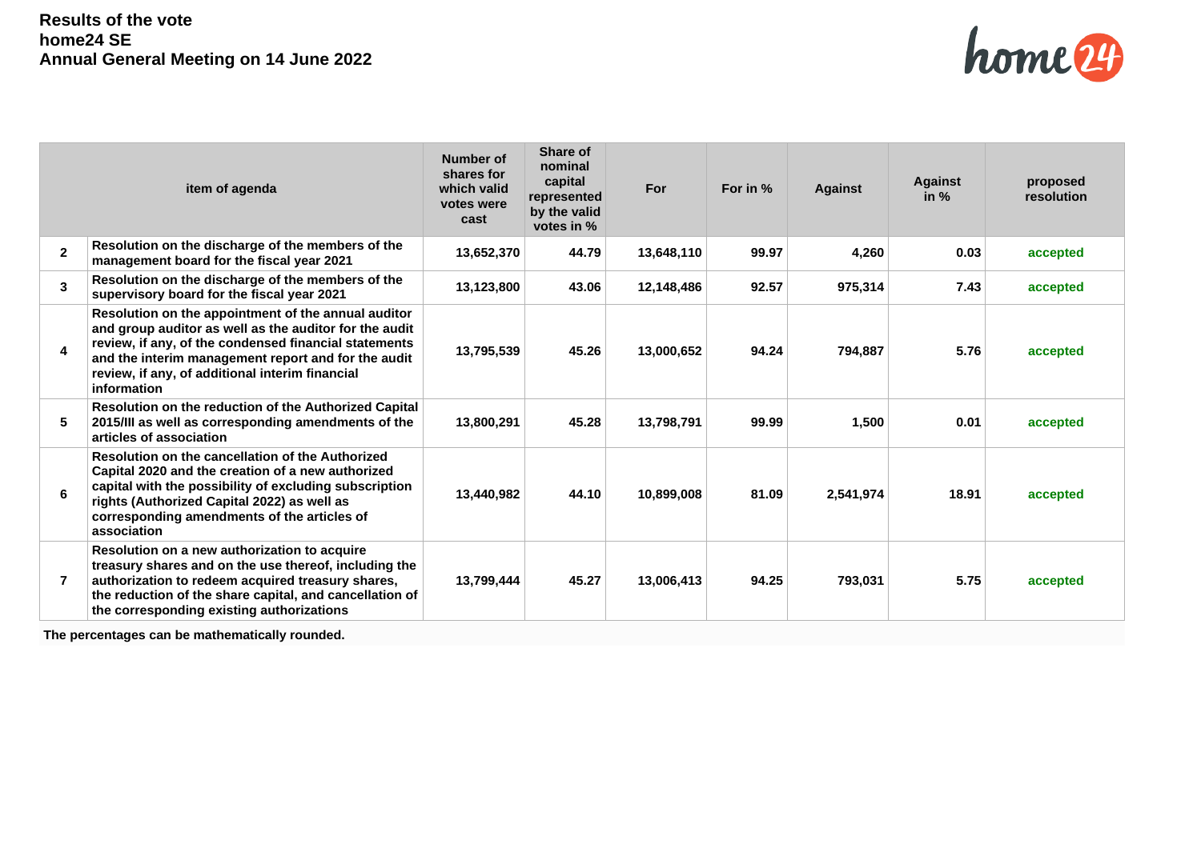**Results of the vote**
**home24 SE**
**Annual General Meeting on 14 June 2022**

| | item of agenda | Number of shares for which valid votes were cast | Share of nominal capital represented by the valid votes in % | For | For in % | Against | Against in % | proposed resolution |
|---|---|---|---|---|---|---|---|---|
| **2** | **Resolution on the discharge of the members of the management board for the fiscal year 2021** | **13,652,370** | **44.79** | **13,648,110** | **99.97** | **4,260** | **0.03** | **accepted** |
| **3** | **Resolution on the discharge of the members of the supervisory board for the fiscal year 2021** | **13,123,800** | **43.06** | **12,148,486** | **92.57** | **975,314** | **7.43** | **accepted** |
| **4** | **Resolution on the appointment of the annual auditor and group auditor as well as the auditor for the audit review, if any, of the condensed financial statements and the interim management report and for the audit review, if any, of additional interim financial information** | **13,795,539** | **45.26** | **13,000,652** | **94.24** | **794,887** | **5.76** | **accepted** |
| **5** | **Resolution on the reduction of the Authorized Capital 2015/III as well as corresponding amendments of the articles of association** | **13,800,291** | **45.28** | **13,798,791** | **99.99** | **1,500** | **0.01** | **accepted** |
| **6** | **Resolution on the cancellation of the Authorized Capital 2020 and the creation of a new authorized capital with the possibility of excluding subscription rights (Authorized Capital 2022) as well as corresponding amendments of the articles of association** | **13,440,982** | **44.10** | **10,899,008** | **81.09** | **2,541,974** | **18.91** | **accepted** |
| **7** | **Resolution on a new authorization to acquire treasury shares and on the use thereof, including the authorization to redeem acquired treasury shares, the reduction of the share capital, and cancellation of the corresponding existing authorizations** | **13,799,444** | **45.27** | **13,006,413** | **94.25** | **793,031** | **5.75** | **accepted** |

**The percentages can be mathematically rounded.**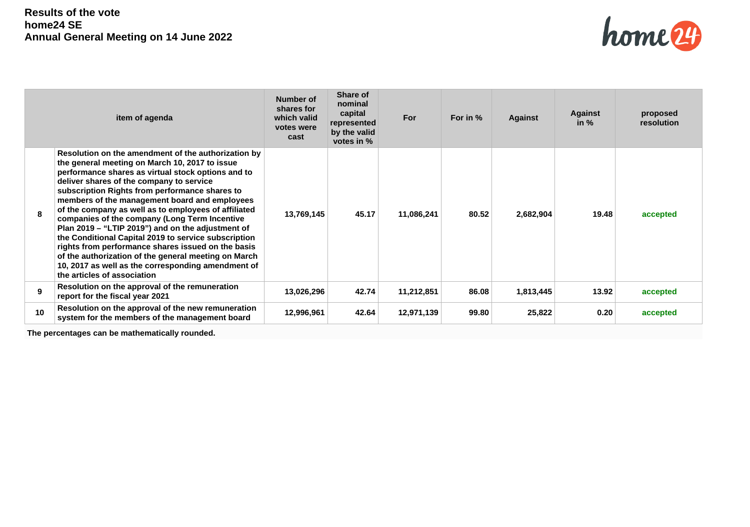**Results of the vote**
**home24 SE**
**Annual General Meeting on 14 June 2022**

| item of agenda | | Number of shares for which valid votes were cast | Share of nominal capital represented by the valid votes in % | For | For in % | Against | Against in % | proposed resolution |
|---|---|---|---|---|---|---|---|---|
| 8 | Resolution on the amendment of the authorization by the general meeting on March 10, 2017 to issue performance shares as virtual stock options and to deliver shares of the company to service subscription Rights from performance shares to members of the management board and employees of the company as well as to employees of affiliated companies of the company (Long Term Incentive Plan 2019 – "LTIP 2019") and on the adjustment of the Conditional Capital 2019 to service subscription rights from performance shares issued on the basis of the authorization of the general meeting on March 10, 2017 as well as the corresponding amendment of the articles of association | 13,769,145 | 45.17 | 11,086,241 | 80.52 | 2,682,904 | 19.48 | accepted |
| 9 | Resolution on the approval of the remuneration report for the fiscal year 2021 | 13,026,296 | 42.74 | 11,212,851 | 86.08 | 1,813,445 | 13.92 | accepted |
| 10 | Resolution on the approval of the new remuneration system for the members of the management board | 12,996,961 | 42.64 | 12,971,139 | 99.80 | 25,822 | 0.20 | accepted |

**The percentages can be mathematically rounded.**